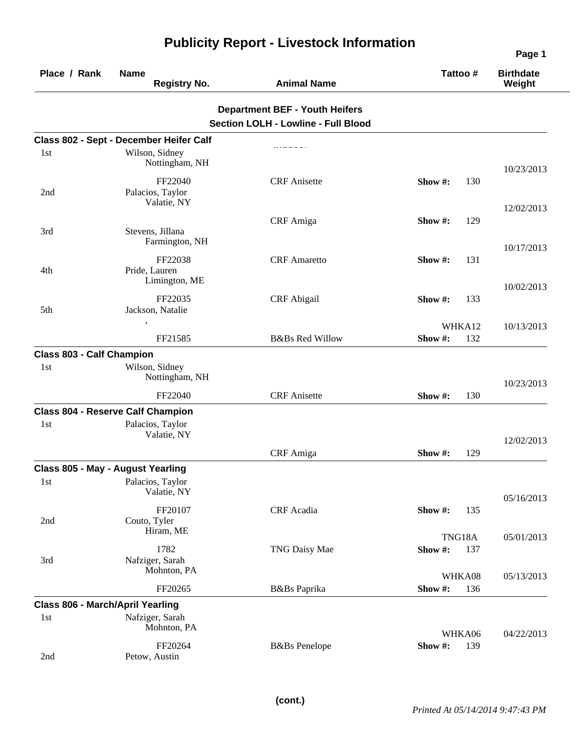# Publicity Report - Livestock Information

| Place / Rank | Name / Registry No. | Animal Name | Tattoo # | Birthdate / Weight |
|---|---|---|---|---|

**Department BEF - Youth Heifers**
**Section LOLH - Lowline - Full Blood**

### Class 802 - Sept - December Heifer Calf

| Place / Rank | Name / Registry No. | Animal Name | Tattoo # | Birthdate / Weight |
|---|---|---|---|---|
| 1st | Wilson, Sidney<br>Nottingham, NH<br>FF22040 | CRF Anisette | Show #: 130 | 10/23/2013 |
| 2nd | Palacios, Taylor<br>Valatie, NY | CRF Amiga | Show #: 129 | 12/02/2013 |
| 3rd | Stevens, Jillana<br>Farmington, NH<br>FF22038 | CRF Amaretto | Show #: 131 | 10/17/2013 |
| 4th | Pride, Lauren<br>Limington, ME<br>FF22035 | CRF Abigail | Show #: 133 | 10/02/2013 |
| 5th | Jackson, Natalie<br>,<br>FF21585 | B&Bs Red Willow | WHKA12<br>Show #: 132 | 10/13/2013 |

### Class 803 - Calf Champion

| Place / Rank | Name / Registry No. | Animal Name | Tattoo # | Birthdate / Weight |
|---|---|---|---|---|
| 1st | Wilson, Sidney<br>Nottingham, NH<br>FF22040 | CRF Anisette | Show #: 130 | 10/23/2013 |

### Class 804 - Reserve Calf Champion

| Place / Rank | Name / Registry No. | Animal Name | Tattoo # | Birthdate / Weight |
|---|---|---|---|---|
| 1st | Palacios, Taylor<br>Valatie, NY | CRF Amiga | Show #: 129 | 12/02/2013 |

### Class 805 - May - August Yearling

| Place / Rank | Name / Registry No. | Animal Name | Tattoo # | Birthdate / Weight |
|---|---|---|---|---|
| 1st | Palacios, Taylor<br>Valatie, NY<br>FF20107 | CRF Acadia | Show #: 135 | 05/16/2013 |
| 2nd | Couto, Tyler<br>Hiram, ME<br>1782 | TNG Daisy Mae | TNG18A<br>Show #: 137 | 05/01/2013 |
| 3rd | Nafziger, Sarah<br>Mohnton, PA<br>FF20265 | B&Bs Paprika | WHKA08<br>Show #: 136 | 05/13/2013 |

### Class 806 - March/April Yearling

| Place / Rank | Name / Registry No. | Animal Name | Tattoo # | Birthdate / Weight |
|---|---|---|---|---|
| 1st | Nafziger, Sarah<br>Mohnton, PA<br>FF20264 | B&Bs Penelope | WHKA06<br>Show #: 139 | 04/22/2013 |
| 2nd | Petow, Austin | | | |

(cont.)

*Printed At 05/14/2014 9:47:43 PM*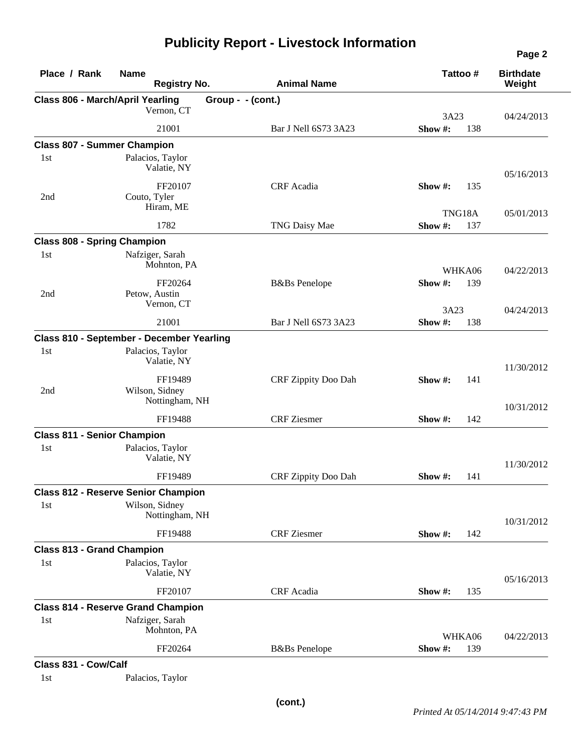# Publicity Report - Livestock Information

| Place / Rank | Name / Registry No. | Animal Name | Tattoo # | Birthdate / Weight |
|---|---|---|---|---|
| **Class 806 - March/April Yearling** | **Group - - (cont.)** | | | |
| | Vernon, CT | | 3A23 | 04/24/2013 |
| | 21001 | Bar J Nell 6S73 3A23 | Show #: 138 | |
| **Class 807 - Summer Champion** | | | | |
| 1st | Palacios, Taylor<br>Valatie, NY | | | 05/16/2013 |
| | FF20107 | CRF Acadia | Show #: 135 | |
| 2nd | Couto, Tyler<br>Hiram, ME | | TNG18A | 05/01/2013 |
| | 1782 | TNG Daisy Mae | Show #: 137 | |
| **Class 808 - Spring Champion** | | | | |
| 1st | Nafziger, Sarah<br>Mohnton, PA | | WHKA06 | 04/22/2013 |
| | FF20264 | B&Bs Penelope | Show #: 139 | |
| 2nd | Petow, Austin<br>Vernon, CT | | 3A23 | 04/24/2013 |
| | 21001 | Bar J Nell 6S73 3A23 | Show #: 138 | |
| **Class 810 - September - December Yearling** | | | | |
| 1st | Palacios, Taylor<br>Valatie, NY | | | 11/30/2012 |
| | FF19489 | CRF Zippity Doo Dah | Show #: 141 | |
| 2nd | Wilson, Sidney<br>Nottingham, NH | | | 10/31/2012 |
| | FF19488 | CRF Ziesmer | Show #: 142 | |
| **Class 811 - Senior Champion** | | | | |
| 1st | Palacios, Taylor<br>Valatie, NY | | | 11/30/2012 |
| | FF19489 | CRF Zippity Doo Dah | Show #: 141 | |
| **Class 812 - Reserve Senior Champion** | | | | |
| 1st | Wilson, Sidney<br>Nottingham, NH | | | 10/31/2012 |
| | FF19488 | CRF Ziesmer | Show #: 142 | |
| **Class 813 - Grand Champion** | | | | |
| 1st | Palacios, Taylor<br>Valatie, NY | | | 05/16/2013 |
| | FF20107 | CRF Acadia | Show #: 135 | |
| **Class 814 - Reserve Grand Champion** | | | | |
| 1st | Nafziger, Sarah<br>Mohnton, PA | | WHKA06 | 04/22/2013 |
| | FF20264 | B&Bs Penelope | Show #: 139 | |
| **Class 831 - Cow/Calf** | | | | |
| 1st | Palacios, Taylor | | | |

(cont.)

*Printed At 05/14/2014 9:47:43 PM*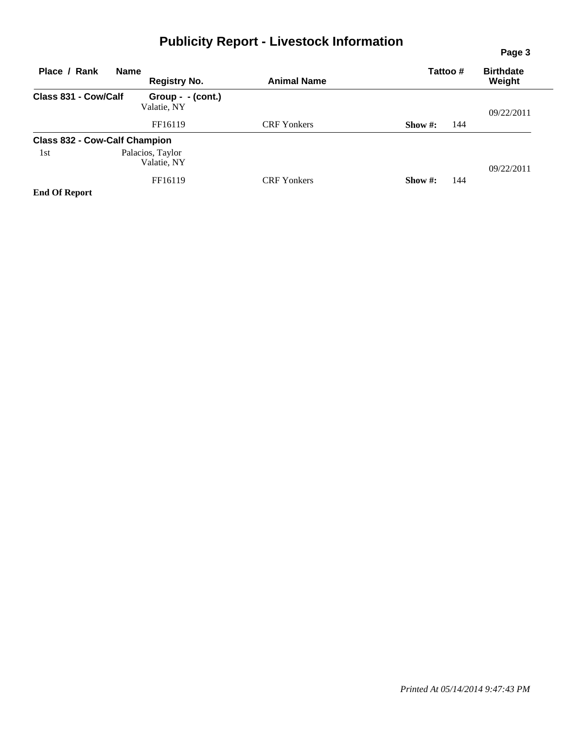# Publicity Report - Livestock Information

| Place / Rank | Name / Registry No. | Animal Name | Tattoo # | Birthdate / Weight |
|---|---|---|---|---|
| **Class 831 - Cow/Calf** | **Group - - (cont.)** | | | |
| | Valatie, NY | | | 09/22/2011 |
| | FF16119 | CRF Yonkers | **Show #:** 144 | |
| **Class 832 - Cow-Calf Champion** | | | | |
| 1st | Palacios, Taylor<br>Valatie, NY | | | 09/22/2011 |
| | FF16119 | CRF Yonkers | **Show #:** 144 | |

**End Of Report**

*Printed At 05/14/2014 9:47:43 PM*